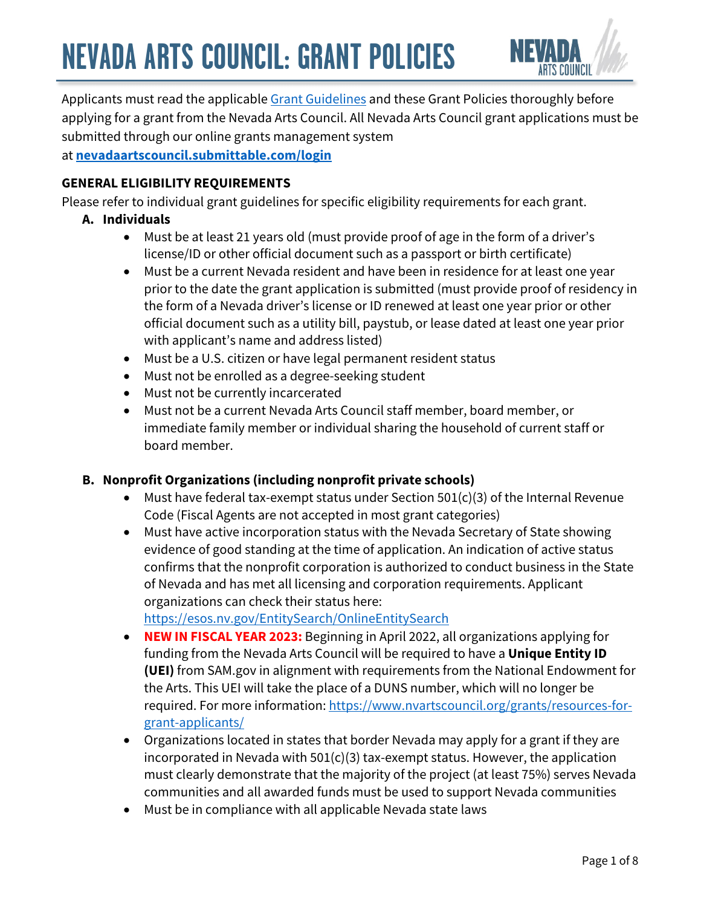# NEVADA ARTS COUNCIL: GRANT POLICIES

Applicants must read the applicable [Grant Guidelines](#) and these Grant Policies thoroughly before applying for a grant from the Nevada Arts Council. All Nevada Arts Council grant applications must be submitted through our online grants management system at **[nevadaartscouncil.submittable.com/login](https://nevadaartscouncil.submittable.com/login)**

## GENERAL ELIGIBILITY REQUIREMENTS

Please refer to individual grant guidelines for specific eligibility requirements for each grant.

### A. Individuals

- Must be at least 21 years old (must provide proof of age in the form of a driver's license/ID or other official document such as a passport or birth certificate)
- Must be a current Nevada resident and have been in residence for at least one year prior to the date the grant application is submitted (must provide proof of residency in the form of a Nevada driver's license or ID renewed at least one year prior or other official document such as a utility bill, paystub, or lease dated at least one year prior with applicant's name and address listed)
- Must be a U.S. citizen or have legal permanent resident status
- Must not be enrolled as a degree-seeking student
- Must not be currently incarcerated
- Must not be a current Nevada Arts Council staff member, board member, or immediate family member or individual sharing the household of current staff or board member.

### B. Nonprofit Organizations (including nonprofit private schools)

- Must have federal tax-exempt status under Section 501(c)(3) of the Internal Revenue Code (Fiscal Agents are not accepted in most grant categories)
- Must have active incorporation status with the Nevada Secretary of State showing evidence of good standing at the time of application. An indication of active status confirms that the nonprofit corporation is authorized to conduct business in the State of Nevada and has met all licensing and corporation requirements. Applicant organizations can check their status here: [https://esos.nv.gov/EntitySearch/OnlineEntitySearch](https://esos.nv.gov/EntitySearch/OnlineEntitySearch)
- **NEW IN FISCAL YEAR 2023:** Beginning in April 2022, all organizations applying for funding from the Nevada Arts Council will be required to have a **Unique Entity ID (UEI)** from SAM.gov in alignment with requirements from the National Endowment for the Arts. This UEI will take the place of a DUNS number, which will no longer be required. For more information: [https://www.nvartscouncil.org/grants/resources-for-grant-applicants/](https://www.nvartscouncil.org/grants/resources-for-grant-applicants/)
- Organizations located in states that border Nevada may apply for a grant if they are incorporated in Nevada with 501(c)(3) tax-exempt status. However, the application must clearly demonstrate that the majority of the project (at least 75%) serves Nevada communities and all awarded funds must be used to support Nevada communities
- Must be in compliance with all applicable Nevada state laws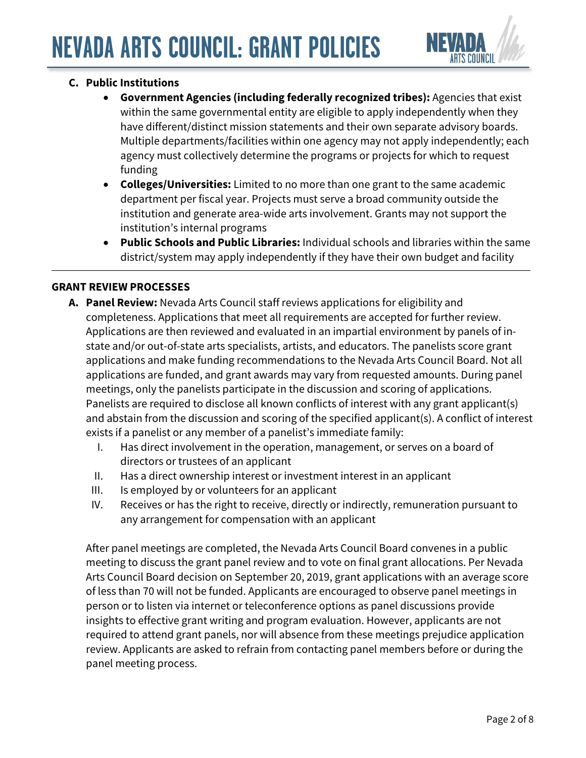**C. Public Institutions**

- **Government Agencies (including federally recognized tribes):** Agencies that exist within the same governmental entity are eligible to apply independently when they have different/distinct mission statements and their own separate advisory boards. Multiple departments/facilities within one agency may not apply independently; each agency must collectively determine the programs or projects for which to request funding
- **Colleges/Universities:** Limited to no more than one grant to the same academic department per fiscal year. Projects must serve a broad community outside the institution and generate area-wide arts involvement. Grants may not support the institution's internal programs
- **Public Schools and Public Libraries:** Individual schools and libraries within the same district/system may apply independently if they have their own budget and facility

---

## GRANT REVIEW PROCESSES

**A. Panel Review:** Nevada Arts Council staff reviews applications for eligibility and completeness. Applications that meet all requirements are accepted for further review. Applications are then reviewed and evaluated in an impartial environment by panels of in-state and/or out-of-state arts specialists, artists, and educators. The panelists score grant applications and make funding recommendations to the Nevada Arts Council Board. Not all applications are funded, and grant awards may vary from requested amounts. During panel meetings, only the panelists participate in the discussion and scoring of applications. Panelists are required to disclose all known conflicts of interest with any grant applicant(s) and abstain from the discussion and scoring of the specified applicant(s). A conflict of interest exists if a panelist or any member of a panelist's immediate family:

I. Has direct involvement in the operation, management, or serves on a board of directors or trustees of an applicant
II. Has a direct ownership interest or investment interest in an applicant
III. Is employed by or volunteers for an applicant
IV. Receives or has the right to receive, directly or indirectly, remuneration pursuant to any arrangement for compensation with an applicant

After panel meetings are completed, the Nevada Arts Council Board convenes in a public meeting to discuss the grant panel review and to vote on final grant allocations. Per Nevada Arts Council Board decision on September 20, 2019, grant applications with an average score of less than 70 will not be funded. Applicants are encouraged to observe panel meetings in person or to listen via internet or teleconference options as panel discussions provide insights to effective grant writing and program evaluation. However, applicants are not required to attend grant panels, nor will absence from these meetings prejudice application review. Applicants are asked to refrain from contacting panel members before or during the panel meeting process.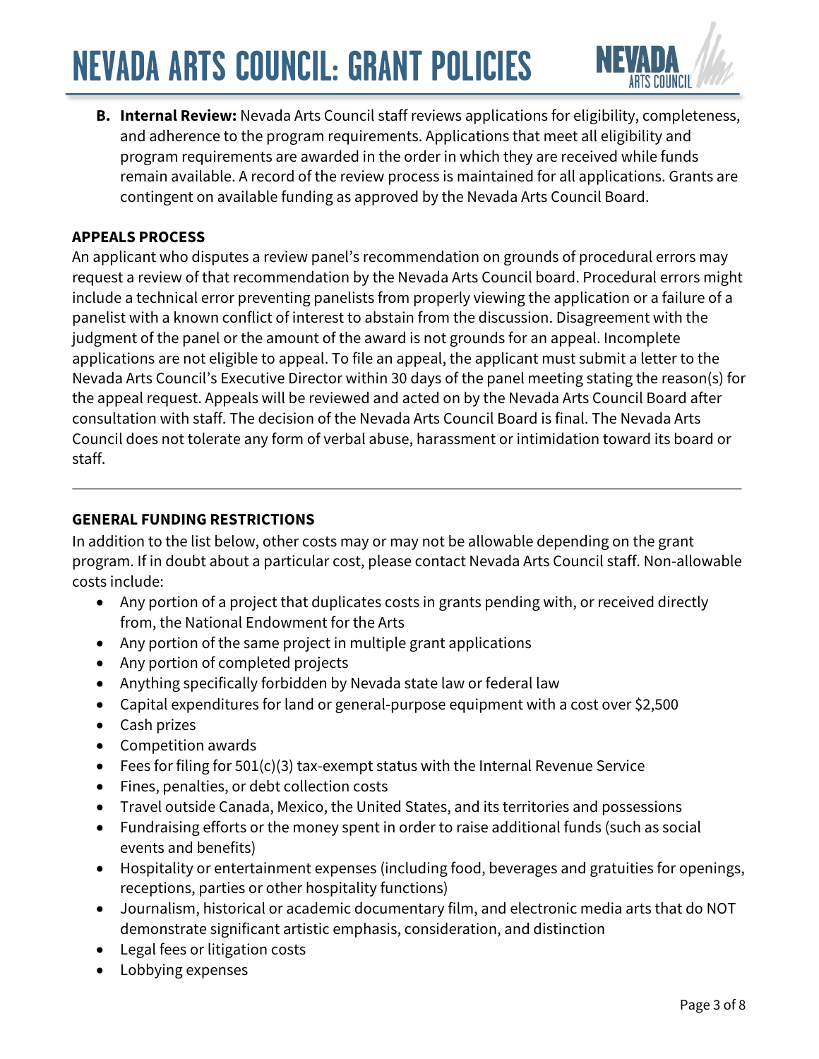**B. Internal Review:** Nevada Arts Council staff reviews applications for eligibility, completeness, and adherence to the program requirements. Applications that meet all eligibility and program requirements are awarded in the order in which they are received while funds remain available. A record of the review process is maintained for all applications. Grants are contingent on available funding as approved by the Nevada Arts Council Board.

## APPEALS PROCESS

An applicant who disputes a review panel's recommendation on grounds of procedural errors may request a review of that recommendation by the Nevada Arts Council board. Procedural errors might include a technical error preventing panelists from properly viewing the application or a failure of a panelist with a known conflict of interest to abstain from the discussion. Disagreement with the judgment of the panel or the amount of the award is not grounds for an appeal. Incomplete applications are not eligible to appeal. To file an appeal, the applicant must submit a letter to the Nevada Arts Council's Executive Director within 30 days of the panel meeting stating the reason(s) for the appeal request. Appeals will be reviewed and acted on by the Nevada Arts Council Board after consultation with staff. The decision of the Nevada Arts Council Board is final. The Nevada Arts Council does not tolerate any form of verbal abuse, harassment or intimidation toward its board or staff.

---

## GENERAL FUNDING RESTRICTIONS

In addition to the list below, other costs may or may not be allowable depending on the grant program. If in doubt about a particular cost, please contact Nevada Arts Council staff. Non-allowable costs include:

- Any portion of a project that duplicates costs in grants pending with, or received directly from, the National Endowment for the Arts
- Any portion of the same project in multiple grant applications
- Any portion of completed projects
- Anything specifically forbidden by Nevada state law or federal law
- Capital expenditures for land or general-purpose equipment with a cost over $2,500
- Cash prizes
- Competition awards
- Fees for filing for 501(c)(3) tax-exempt status with the Internal Revenue Service
- Fines, penalties, or debt collection costs
- Travel outside Canada, Mexico, the United States, and its territories and possessions
- Fundraising efforts or the money spent in order to raise additional funds (such as social events and benefits)
- Hospitality or entertainment expenses (including food, beverages and gratuities for openings, receptions, parties or other hospitality functions)
- Journalism, historical or academic documentary film, and electronic media arts that do NOT demonstrate significant artistic emphasis, consideration, and distinction
- Legal fees or litigation costs
- Lobbying expenses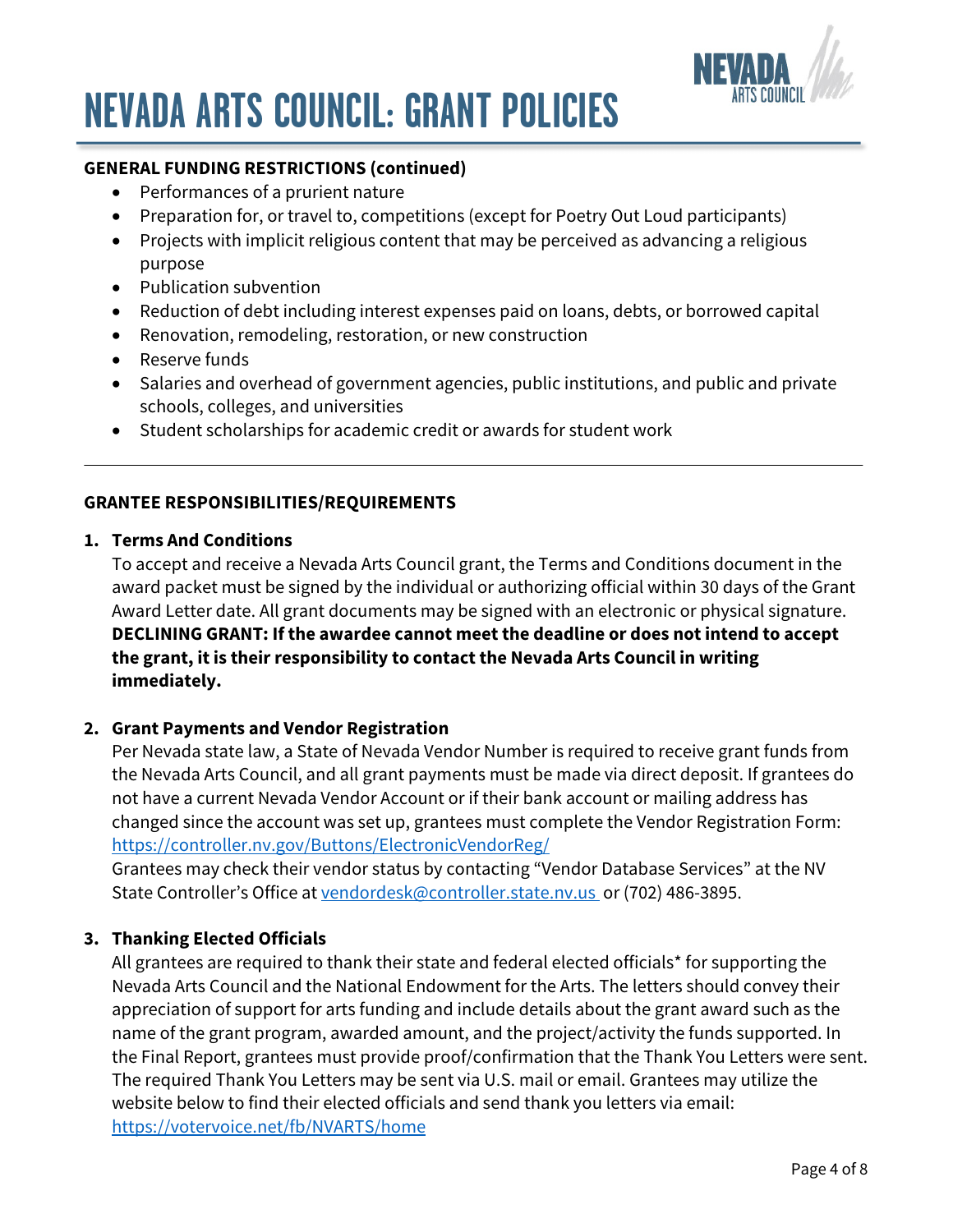**GENERAL FUNDING RESTRICTIONS (continued)**

- Performances of a prurient nature
- Preparation for, or travel to, competitions (except for Poetry Out Loud participants)
- Projects with implicit religious content that may be perceived as advancing a religious purpose
- Publication subvention
- Reduction of debt including interest expenses paid on loans, debts, or borrowed capital
- Renovation, remodeling, restoration, or new construction
- Reserve funds
- Salaries and overhead of government agencies, public institutions, and public and private schools, colleges, and universities
- Student scholarships for academic credit or awards for student work

---

**GRANTEE RESPONSIBILITIES/REQUIREMENTS**

1. **Terms And Conditions**
   To accept and receive a Nevada Arts Council grant, the Terms and Conditions document in the award packet must be signed by the individual or authorizing official within 30 days of the Grant Award Letter date. All grant documents may be signed with an electronic or physical signature. **DECLINING GRANT: If the awardee cannot meet the deadline or does not intend to accept the grant, it is their responsibility to contact the Nevada Arts Council in writing immediately.**

2. **Grant Payments and Vendor Registration**
   Per Nevada state law, a State of Nevada Vendor Number is required to receive grant funds from the Nevada Arts Council, and all grant payments must be made via direct deposit. If grantees do not have a current Nevada Vendor Account or if their bank account or mailing address has changed since the account was set up, grantees must complete the Vendor Registration Form: https://controller.nv.gov/Buttons/ElectronicVendorReg/
   Grantees may check their vendor status by contacting "Vendor Database Services" at the NV State Controller's Office at vendordesk@controller.state.nv.us or (702) 486-3895.

3. **Thanking Elected Officials**
   All grantees are required to thank their state and federal elected officials* for supporting the Nevada Arts Council and the National Endowment for the Arts. The letters should convey their appreciation of support for arts funding and include details about the grant award such as the name of the grant program, awarded amount, and the project/activity the funds supported. In the Final Report, grantees must provide proof/confirmation that the Thank You Letters were sent. The required Thank You Letters may be sent via U.S. mail or email. Grantees may utilize the website below to find their elected officials and send thank you letters via email: https://votervoice.net/fb/NVARTS/home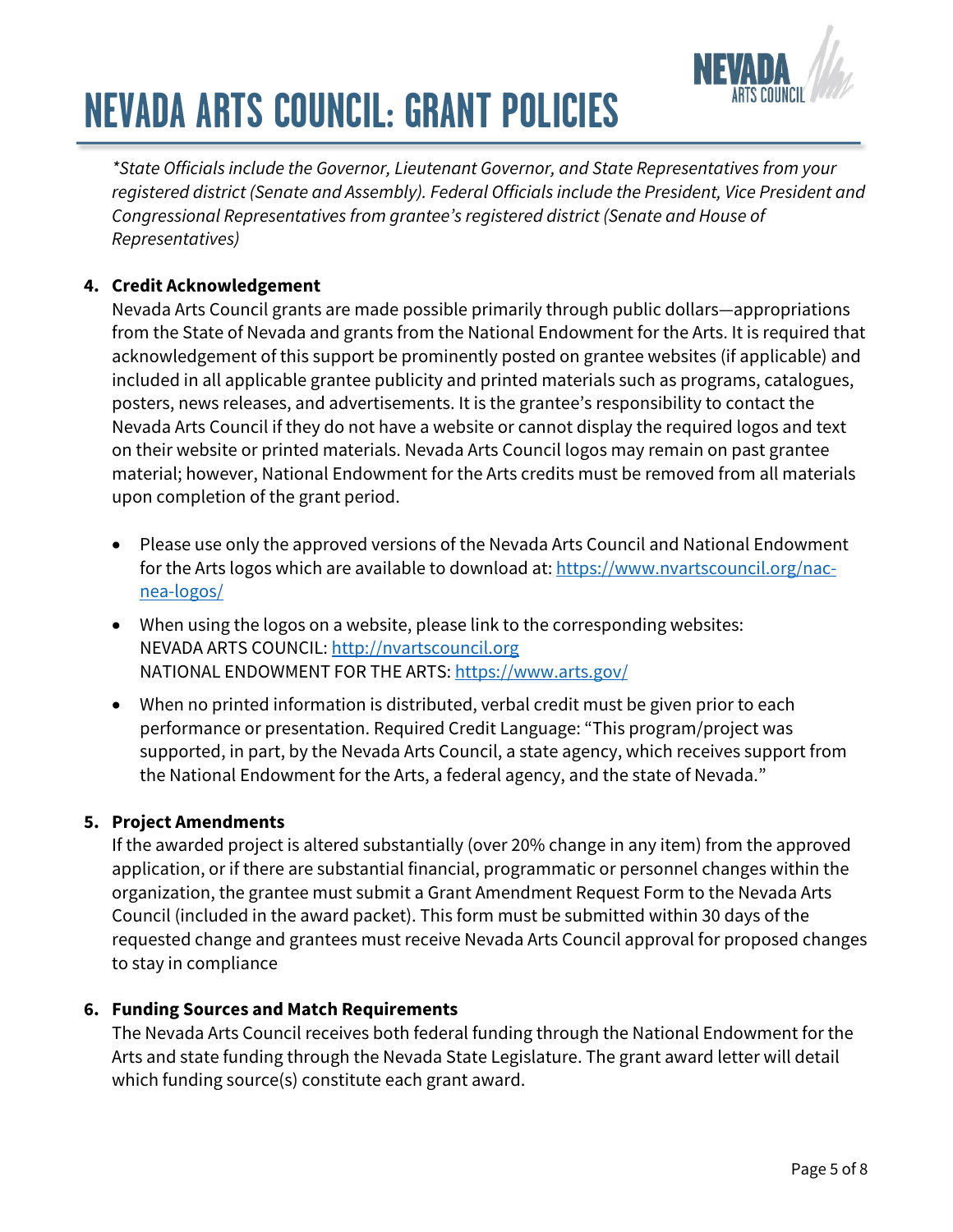*\*State Officials include the Governor, Lieutenant Governor, and State Representatives from your registered district (Senate and Assembly). Federal Officials include the President, Vice President and Congressional Representatives from grantee's registered district (Senate and House of Representatives)*

4. **Credit Acknowledgement**

   Nevada Arts Council grants are made possible primarily through public dollars—appropriations from the State of Nevada and grants from the National Endowment for the Arts. It is required that acknowledgement of this support be prominently posted on grantee websites (if applicable) and included in all applicable grantee publicity and printed materials such as programs, catalogues, posters, news releases, and advertisements. It is the grantee's responsibility to contact the Nevada Arts Council if they do not have a website or cannot display the required logos and text on their website or printed materials. Nevada Arts Council logos may remain on past grantee material; however, National Endowment for the Arts credits must be removed from all materials upon completion of the grant period.

   - Please use only the approved versions of the Nevada Arts Council and National Endowment for the Arts logos which are available to download at: [https://www.nvartscouncil.org/nac-nea-logos/](https://www.nvartscouncil.org/nac-nea-logos/)
   - When using the logos on a website, please link to the corresponding websites:
     NEVADA ARTS COUNCIL: [http://nvartscouncil.org](http://nvartscouncil.org)
     NATIONAL ENDOWMENT FOR THE ARTS: [https://www.arts.gov/](https://www.arts.gov/)
   - When no printed information is distributed, verbal credit must be given prior to each performance or presentation. Required Credit Language: "This program/project was supported, in part, by the Nevada Arts Council, a state agency, which receives support from the National Endowment for the Arts, a federal agency, and the state of Nevada."

5. **Project Amendments**

   If the awarded project is altered substantially (over 20% change in any item) from the approved application, or if there are substantial financial, programmatic or personnel changes within the organization, the grantee must submit a Grant Amendment Request Form to the Nevada Arts Council (included in the award packet). This form must be submitted within 30 days of the requested change and grantees must receive Nevada Arts Council approval for proposed changes to stay in compliance

6. **Funding Sources and Match Requirements**

   The Nevada Arts Council receives both federal funding through the National Endowment for the Arts and state funding through the Nevada State Legislature. The grant award letter will detail which funding source(s) constitute each grant award.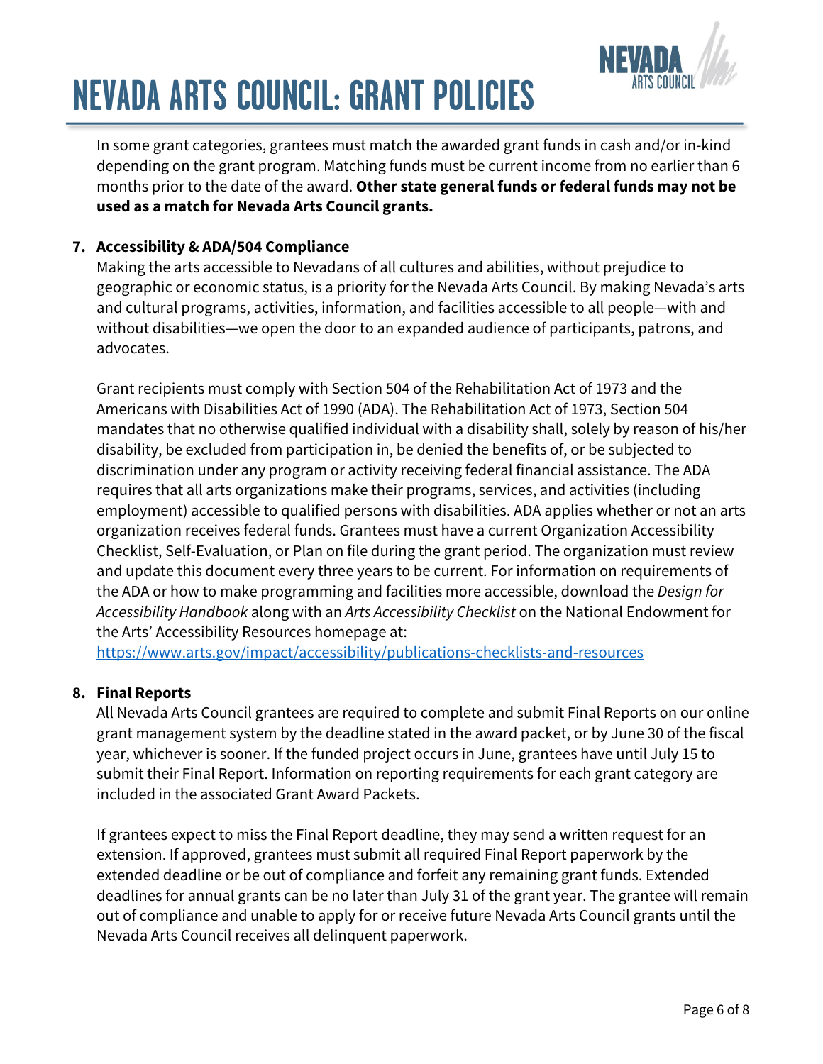In some grant categories, grantees must match the awarded grant funds in cash and/or in-kind depending on the grant program. Matching funds must be current income from no earlier than 6 months prior to the date of the award. **Other state general funds or federal funds may not be used as a match for Nevada Arts Council grants.**

7. **Accessibility & ADA/504 Compliance**

   Making the arts accessible to Nevadans of all cultures and abilities, without prejudice to geographic or economic status, is a priority for the Nevada Arts Council. By making Nevada's arts and cultural programs, activities, information, and facilities accessible to all people—with and without disabilities—we open the door to an expanded audience of participants, patrons, and advocates.

   Grant recipients must comply with Section 504 of the Rehabilitation Act of 1973 and the Americans with Disabilities Act of 1990 (ADA). The Rehabilitation Act of 1973, Section 504 mandates that no otherwise qualified individual with a disability shall, solely by reason of his/her disability, be excluded from participation in, be denied the benefits of, or be subjected to discrimination under any program or activity receiving federal financial assistance. The ADA requires that all arts organizations make their programs, services, and activities (including employment) accessible to qualified persons with disabilities. ADA applies whether or not an arts organization receives federal funds. Grantees must have a current Organization Accessibility Checklist, Self-Evaluation, or Plan on file during the grant period. The organization must review and update this document every three years to be current. For information on requirements of the ADA or how to make programming and facilities more accessible, download the *Design for Accessibility Handbook* along with an *Arts Accessibility Checklist* on the National Endowment for the Arts' Accessibility Resources homepage at: [https://www.arts.gov/impact/accessibility/publications-checklists-and-resources](https://www.arts.gov/impact/accessibility/publications-checklists-and-resources)

8. **Final Reports**

   All Nevada Arts Council grantees are required to complete and submit Final Reports on our online grant management system by the deadline stated in the award packet, or by June 30 of the fiscal year, whichever is sooner. If the funded project occurs in June, grantees have until July 15 to submit their Final Report. Information on reporting requirements for each grant category are included in the associated Grant Award Packets.

   If grantees expect to miss the Final Report deadline, they may send a written request for an extension. If approved, grantees must submit all required Final Report paperwork by the extended deadline or be out of compliance and forfeit any remaining grant funds. Extended deadlines for annual grants can be no later than July 31 of the grant year. The grantee will remain out of compliance and unable to apply for or receive future Nevada Arts Council grants until the Nevada Arts Council receives all delinquent paperwork.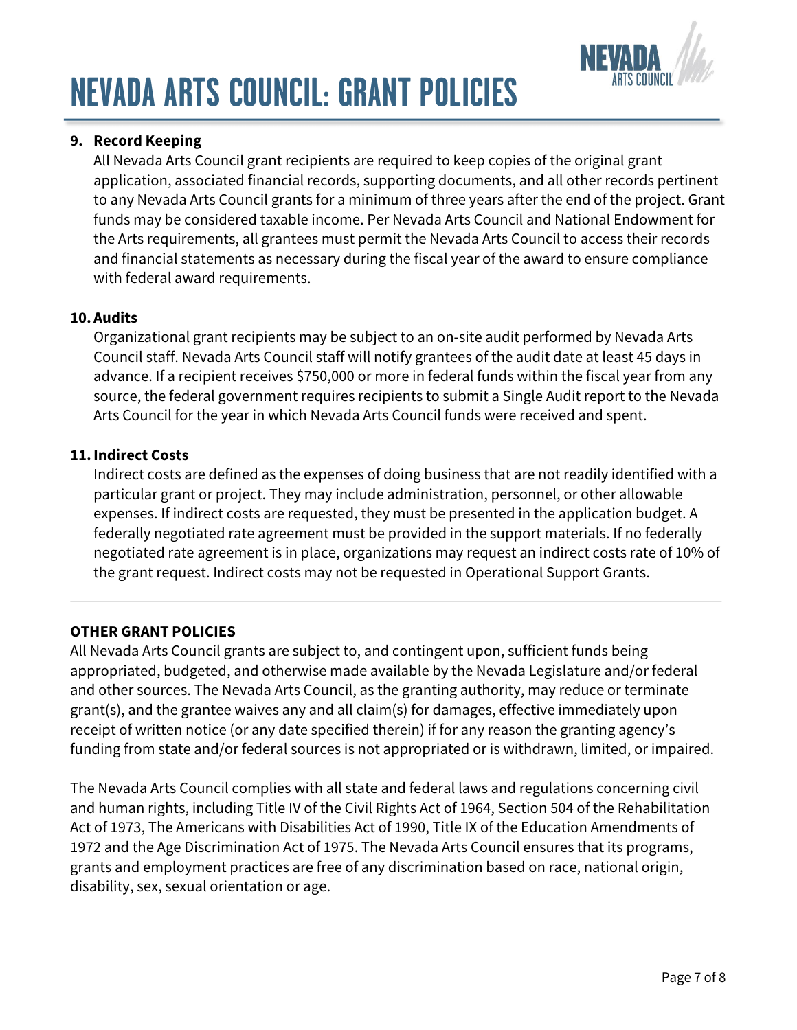# NEVADA ARTS COUNCIL: GRANT POLICIES

9. **Record Keeping**

   All Nevada Arts Council grant recipients are required to keep copies of the original grant application, associated financial records, supporting documents, and all other records pertinent to any Nevada Arts Council grants for a minimum of three years after the end of the project. Grant funds may be considered taxable income. Per Nevada Arts Council and National Endowment for the Arts requirements, all grantees must permit the Nevada Arts Council to access their records and financial statements as necessary during the fiscal year of the award to ensure compliance with federal award requirements.

10. **Audits**

    Organizational grant recipients may be subject to an on-site audit performed by Nevada Arts Council staff. Nevada Arts Council staff will notify grantees of the audit date at least 45 days in advance. If a recipient receives $750,000 or more in federal funds within the fiscal year from any source, the federal government requires recipients to submit a Single Audit report to the Nevada Arts Council for the year in which Nevada Arts Council funds were received and spent.

11. **Indirect Costs**

    Indirect costs are defined as the expenses of doing business that are not readily identified with a particular grant or project. They may include administration, personnel, or other allowable expenses. If indirect costs are requested, they must be presented in the application budget. A federally negotiated rate agreement must be provided in the support materials. If no federally negotiated rate agreement is in place, organizations may request an indirect costs rate of 10% of the grant request. Indirect costs may not be requested in Operational Support Grants.

---

**OTHER GRANT POLICIES**

All Nevada Arts Council grants are subject to, and contingent upon, sufficient funds being appropriated, budgeted, and otherwise made available by the Nevada Legislature and/or federal and other sources. The Nevada Arts Council, as the granting authority, may reduce or terminate grant(s), and the grantee waives any and all claim(s) for damages, effective immediately upon receipt of written notice (or any date specified therein) if for any reason the granting agency's funding from state and/or federal sources is not appropriated or is withdrawn, limited, or impaired.

The Nevada Arts Council complies with all state and federal laws and regulations concerning civil and human rights, including Title IV of the Civil Rights Act of 1964, Section 504 of the Rehabilitation Act of 1973, The Americans with Disabilities Act of 1990, Title IX of the Education Amendments of 1972 and the Age Discrimination Act of 1975. The Nevada Arts Council ensures that its programs, grants and employment practices are free of any discrimination based on race, national origin, disability, sex, sexual orientation or age.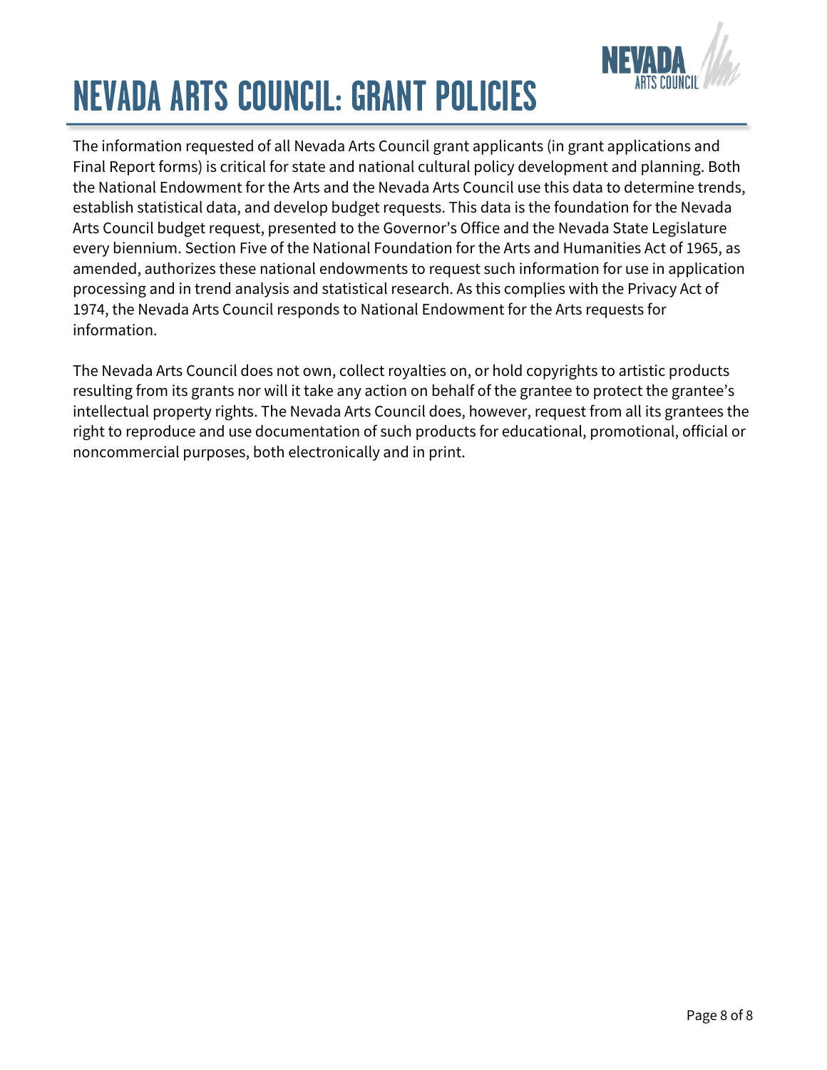# NEVADA ARTS COUNCIL: GRANT POLICIES

The information requested of all Nevada Arts Council grant applicants (in grant applications and Final Report forms) is critical for state and national cultural policy development and planning. Both the National Endowment for the Arts and the Nevada Arts Council use this data to determine trends, establish statistical data, and develop budget requests. This data is the foundation for the Nevada Arts Council budget request, presented to the Governor's Office and the Nevada State Legislature every biennium. Section Five of the National Foundation for the Arts and Humanities Act of 1965, as amended, authorizes these national endowments to request such information for use in application processing and in trend analysis and statistical research. As this complies with the Privacy Act of 1974, the Nevada Arts Council responds to National Endowment for the Arts requests for information.

The Nevada Arts Council does not own, collect royalties on, or hold copyrights to artistic products resulting from its grants nor will it take any action on behalf of the grantee to protect the grantee's intellectual property rights. The Nevada Arts Council does, however, request from all its grantees the right to reproduce and use documentation of such products for educational, promotional, official or noncommercial purposes, both electronically and in print.